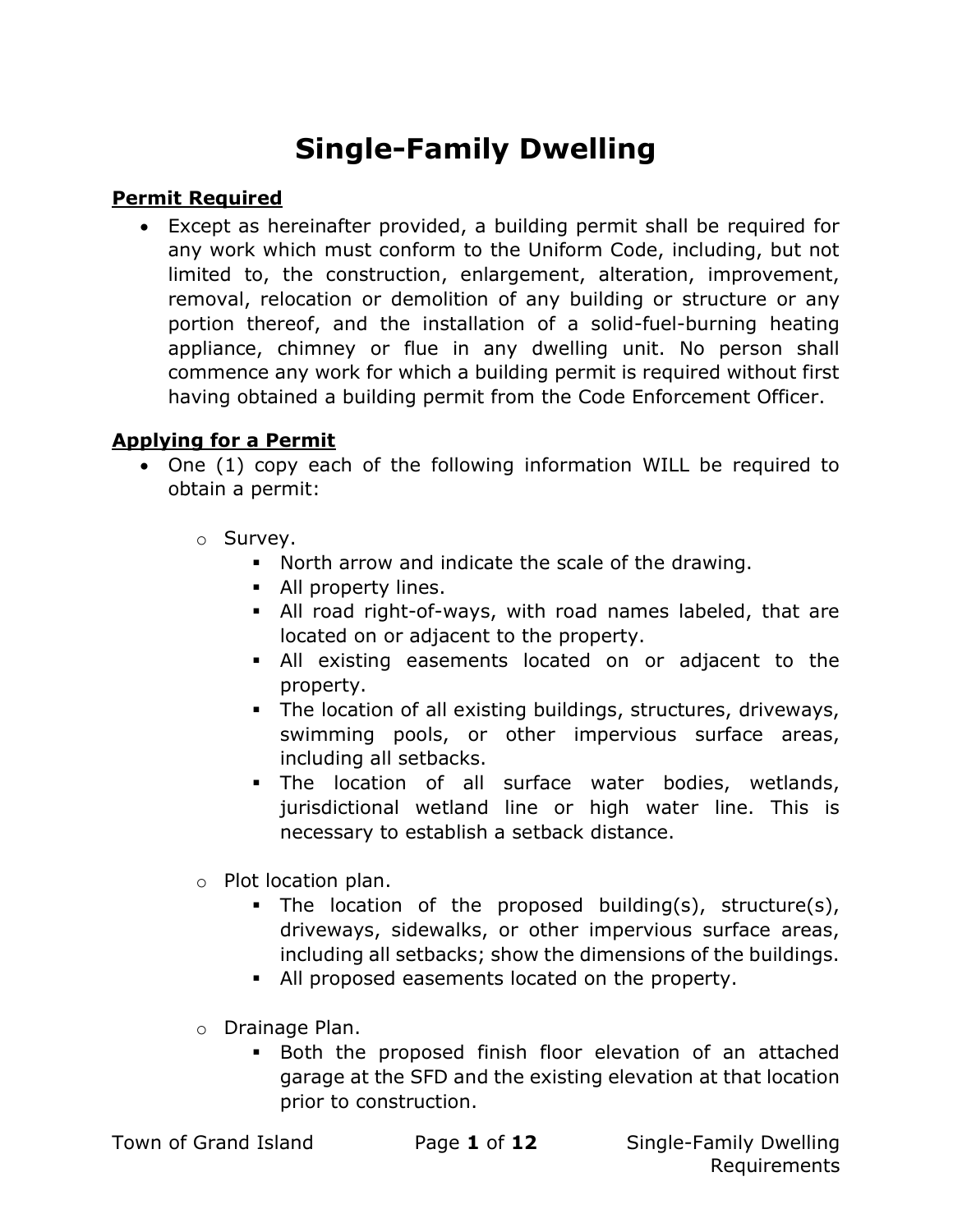# Single-Family Dwelling

## Permit Required

- Except as hereinafter provided, a building permit shall be required for any work which must conform to the Uniform Code, including, but not limited to, the construction, enlargement, alteration, improvement, removal, relocation or demolition of any building or structure or any portion thereof, and the installation of a solid-fuel-burning heating appliance, chimney or flue in any dwelling unit. No person shall commence any work for which a building permit is required without first having obtained a building permit from the Code Enforcement Officer.

## Applying for a Permit

- One (1) copy each of the following information WILL be required to obtain a permit:
  - Survey.
    - North arrow and indicate the scale of the drawing.
    - All property lines.
    - All road right-of-ways, with road names labeled, that are located on or adjacent to the property.
    - All existing easements located on or adjacent to the property.
    - The location of all existing buildings, structures, driveways, swimming pools, or other impervious surface areas, including all setbacks.
    - The location of all surface water bodies, wetlands, jurisdictional wetland line or high water line. This is necessary to establish a setback distance.
  - Plot location plan.
    - The location of the proposed building(s), structure(s), driveways, sidewalks, or other impervious surface areas, including all setbacks; show the dimensions of the buildings.
    - All proposed easements located on the property.
  - Drainage Plan.
    - Both the proposed finish floor elevation of an attached garage at the SFD and the existing elevation at that location prior to construction.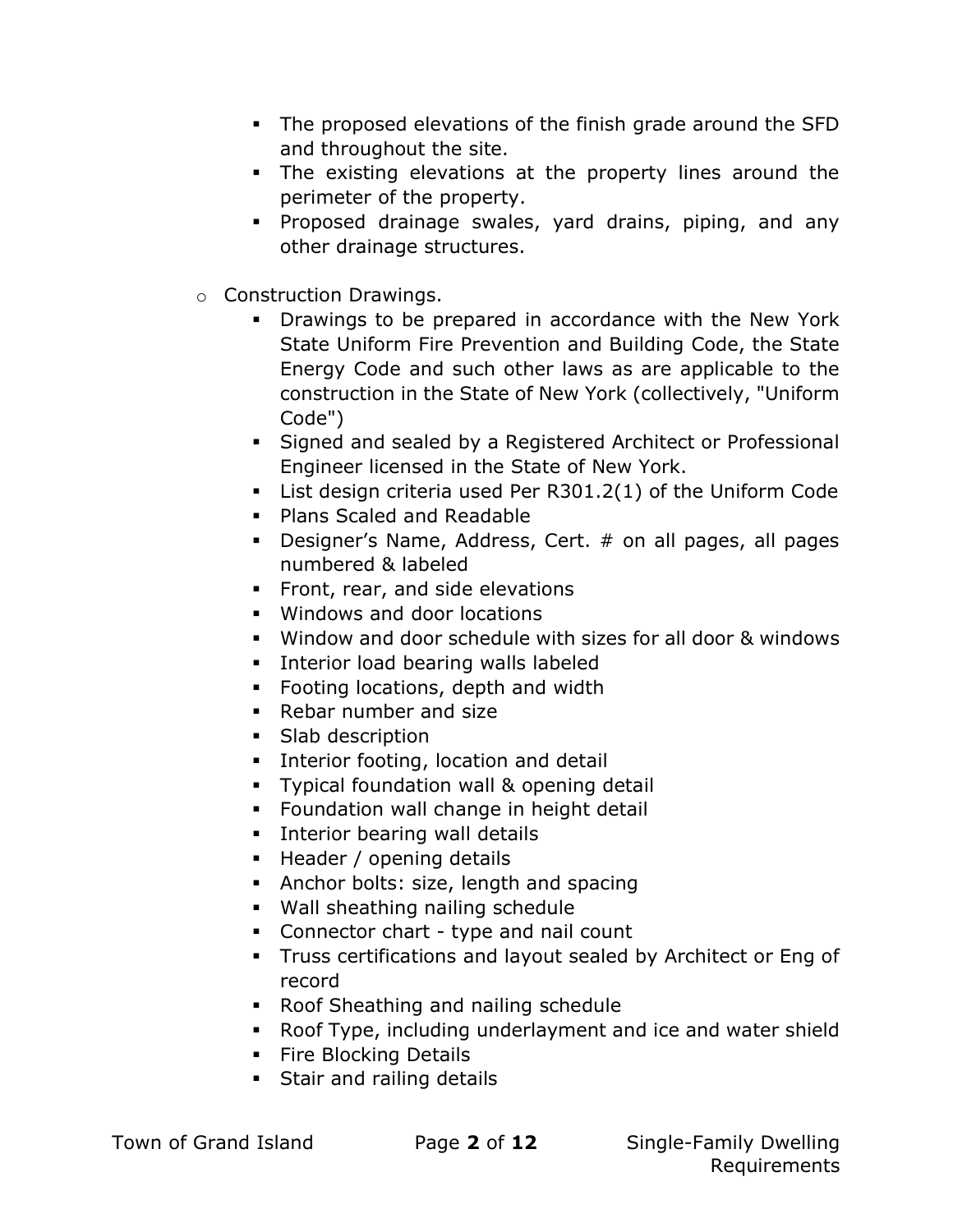- The proposed elevations of the finish grade around the SFD and throughout the site.
    - The existing elevations at the property lines around the perimeter of the property.
    - Proposed drainage swales, yard drains, piping, and any other drainage structures.

- Construction Drawings.
    - Drawings to be prepared in accordance with the New York State Uniform Fire Prevention and Building Code, the State Energy Code and such other laws as are applicable to the construction in the State of New York (collectively, "Uniform Code")
    - Signed and sealed by a Registered Architect or Professional Engineer licensed in the State of New York.
    - List design criteria used Per R301.2(1) of the Uniform Code
    - Plans Scaled and Readable
    - Designer's Name, Address, Cert. # on all pages, all pages numbered & labeled
    - Front, rear, and side elevations
    - Windows and door locations
    - Window and door schedule with sizes for all door & windows
    - Interior load bearing walls labeled
    - Footing locations, depth and width
    - Rebar number and size
    - Slab description
    - Interior footing, location and detail
    - Typical foundation wall & opening detail
    - Foundation wall change in height detail
    - Interior bearing wall details
    - Header / opening details
    - Anchor bolts: size, length and spacing
    - Wall sheathing nailing schedule
    - Connector chart - type and nail count
    - Truss certifications and layout sealed by Architect or Eng of record
    - Roof Sheathing and nailing schedule
    - Roof Type, including underlayment and ice and water shield
    - Fire Blocking Details
    - Stair and railing details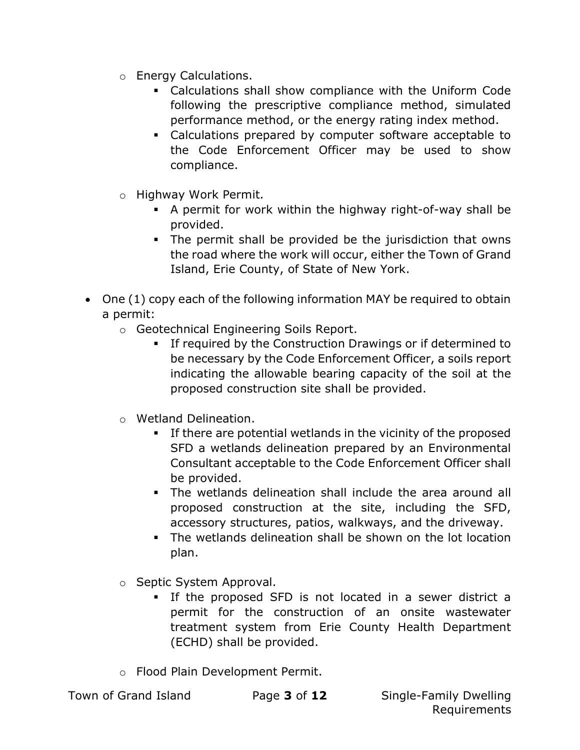- Energy Calculations.
    - Calculations shall show compliance with the Uniform Code following the prescriptive compliance method, simulated performance method, or the energy rating index method.
    - Calculations prepared by computer software acceptable to the Code Enforcement Officer may be used to show compliance.

- Highway Work Permit.
    - A permit for work within the highway right-of-way shall be provided.
    - The permit shall be provided be the jurisdiction that owns the road where the work will occur, either the Town of Grand Island, Erie County, of State of New York.

- One (1) copy each of the following information MAY be required to obtain a permit:
    - Geotechnical Engineering Soils Report.
        - If required by the Construction Drawings or if determined to be necessary by the Code Enforcement Officer, a soils report indicating the allowable bearing capacity of the soil at the proposed construction site shall be provided.

    - Wetland Delineation.
        - If there are potential wetlands in the vicinity of the proposed SFD a wetlands delineation prepared by an Environmental Consultant acceptable to the Code Enforcement Officer shall be provided.
        - The wetlands delineation shall include the area around all proposed construction at the site, including the SFD, accessory structures, patios, walkways, and the driveway.
        - The wetlands delineation shall be shown on the lot location plan.

    - Septic System Approval.
        - If the proposed SFD is not located in a sewer district a permit for the construction of an onsite wastewater treatment system from Erie County Health Department (ECHD) shall be provided.

    - Flood Plain Development Permit.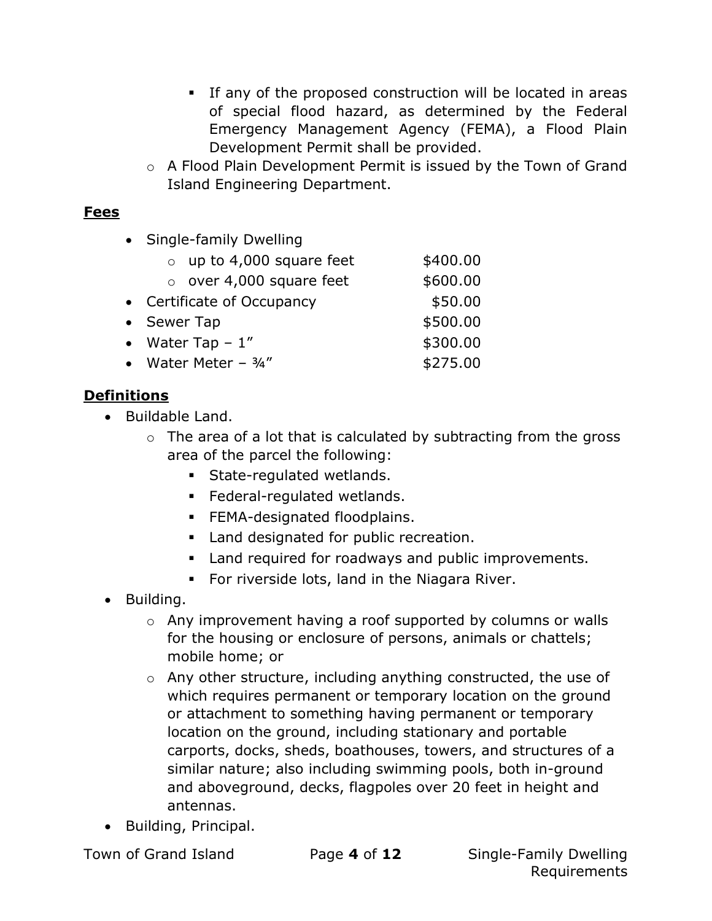- If any of the proposed construction will be located in areas of special flood hazard, as determined by the Federal Emergency Management Agency (FEMA), a Flood Plain Development Permit shall be provided.
  - A Flood Plain Development Permit is issued by the Town of Grand Island Engineering Department.

## **Fees**

- Single-family Dwelling
  - up to 4,000 square feet — $400.00
  - over 4,000 square feet — $600.00
- Certificate of Occupancy — $50.00
- Sewer Tap — $500.00
- Water Tap – 1" — $300.00
- Water Meter – ¾" — $275.00

## **Definitions**

- Buildable Land.
  - The area of a lot that is calculated by subtracting from the gross area of the parcel the following:
    - State-regulated wetlands.
    - Federal-regulated wetlands.
    - FEMA-designated floodplains.
    - Land designated for public recreation.
    - Land required for roadways and public improvements.
    - For riverside lots, land in the Niagara River.
- Building.
  - Any improvement having a roof supported by columns or walls for the housing or enclosure of persons, animals or chattels; mobile home; or
  - Any other structure, including anything constructed, the use of which requires permanent or temporary location on the ground or attachment to something having permanent or temporary location on the ground, including stationary and portable carports, docks, sheds, boathouses, towers, and structures of a similar nature; also including swimming pools, both in-ground and aboveground, decks, flagpoles over 20 feet in height and antennas.
- Building, Principal.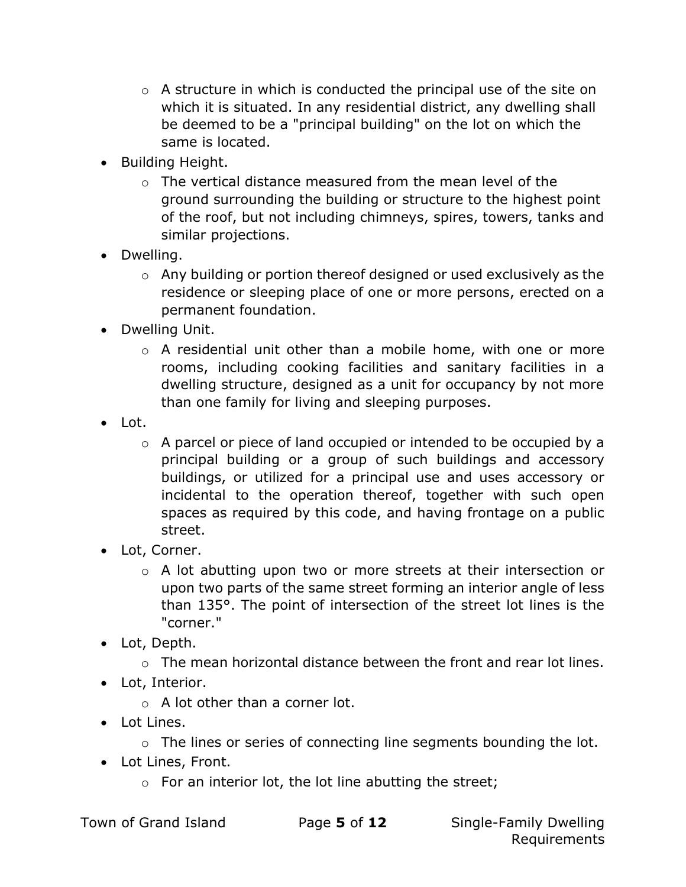- A structure in which is conducted the principal use of the site on which it is situated. In any residential district, any dwelling shall be deemed to be a "principal building" on the lot on which the same is located.
- Building Height.
    - The vertical distance measured from the mean level of the ground surrounding the building or structure to the highest point of the roof, but not including chimneys, spires, towers, tanks and similar projections.
- Dwelling.
    - Any building or portion thereof designed or used exclusively as the residence or sleeping place of one or more persons, erected on a permanent foundation.
- Dwelling Unit.
    - A residential unit other than a mobile home, with one or more rooms, including cooking facilities and sanitary facilities in a dwelling structure, designed as a unit for occupancy by not more than one family for living and sleeping purposes.
- Lot.
    - A parcel or piece of land occupied or intended to be occupied by a principal building or a group of such buildings and accessory buildings, or utilized for a principal use and uses accessory or incidental to the operation thereof, together with such open spaces as required by this code, and having frontage on a public street.
- Lot, Corner.
    - A lot abutting upon two or more streets at their intersection or upon two parts of the same street forming an interior angle of less than 135°. The point of intersection of the street lot lines is the "corner."
- Lot, Depth.
    - The mean horizontal distance between the front and rear lot lines.
- Lot, Interior.
    - A lot other than a corner lot.
- Lot Lines.
    - The lines or series of connecting line segments bounding the lot.
- Lot Lines, Front.
    - For an interior lot, the lot line abutting the street;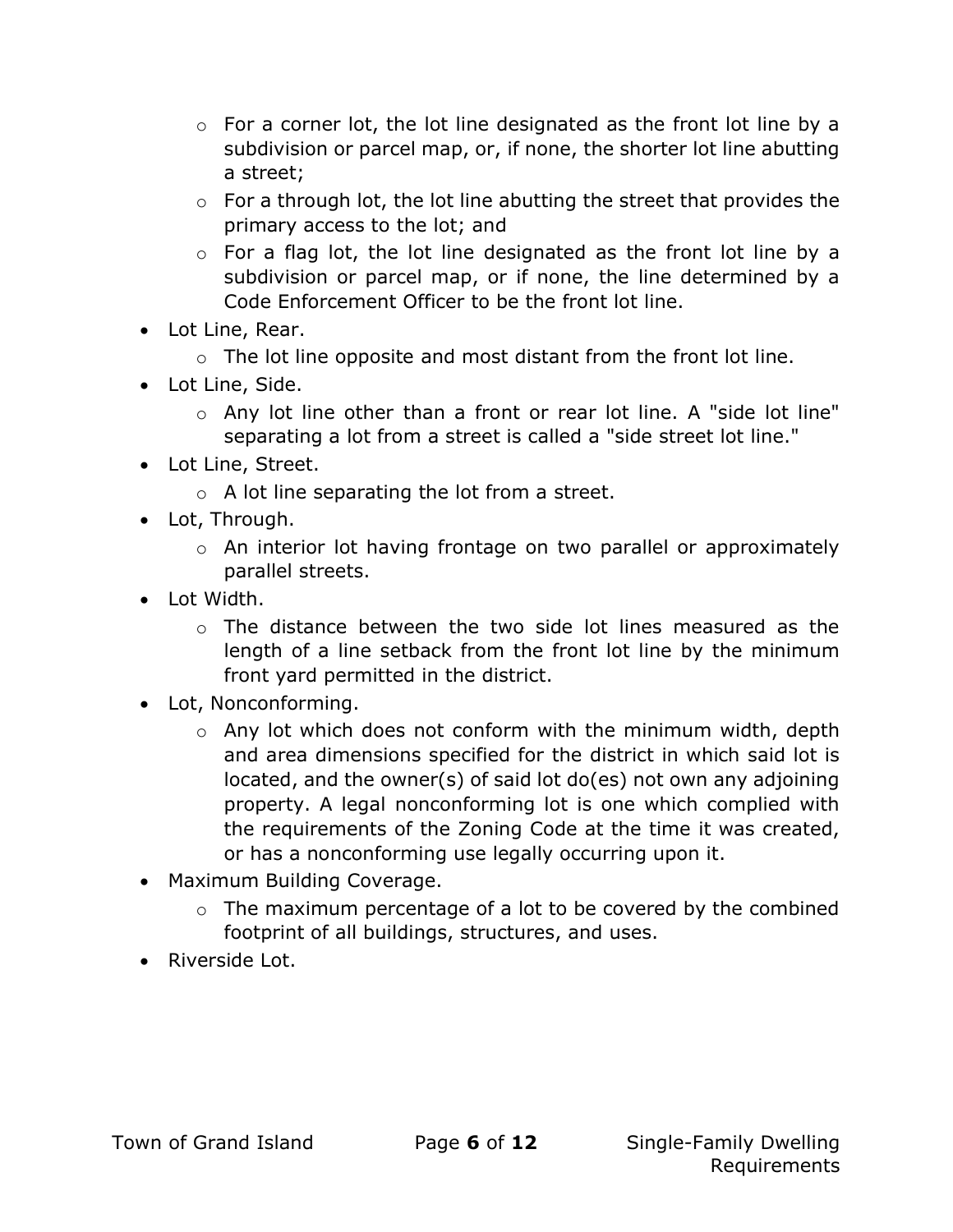- For a corner lot, the lot line designated as the front lot line by a subdivision or parcel map, or, if none, the shorter lot line abutting a street;
  - For a through lot, the lot line abutting the street that provides the primary access to the lot; and
  - For a flag lot, the lot line designated as the front lot line by a subdivision or parcel map, or if none, the line determined by a Code Enforcement Officer to be the front lot line.
- Lot Line, Rear.
  - The lot line opposite and most distant from the front lot line.
- Lot Line, Side.
  - Any lot line other than a front or rear lot line. A "side lot line" separating a lot from a street is called a "side street lot line."
- Lot Line, Street.
  - A lot line separating the lot from a street.
- Lot, Through.
  - An interior lot having frontage on two parallel or approximately parallel streets.
- Lot Width.
  - The distance between the two side lot lines measured as the length of a line setback from the front lot line by the minimum front yard permitted in the district.
- Lot, Nonconforming.
  - Any lot which does not conform with the minimum width, depth and area dimensions specified for the district in which said lot is located, and the owner(s) of said lot do(es) not own any adjoining property. A legal nonconforming lot is one which complied with the requirements of the Zoning Code at the time it was created, or has a nonconforming use legally occurring upon it.
- Maximum Building Coverage.
  - The maximum percentage of a lot to be covered by the combined footprint of all buildings, structures, and uses.
- Riverside Lot.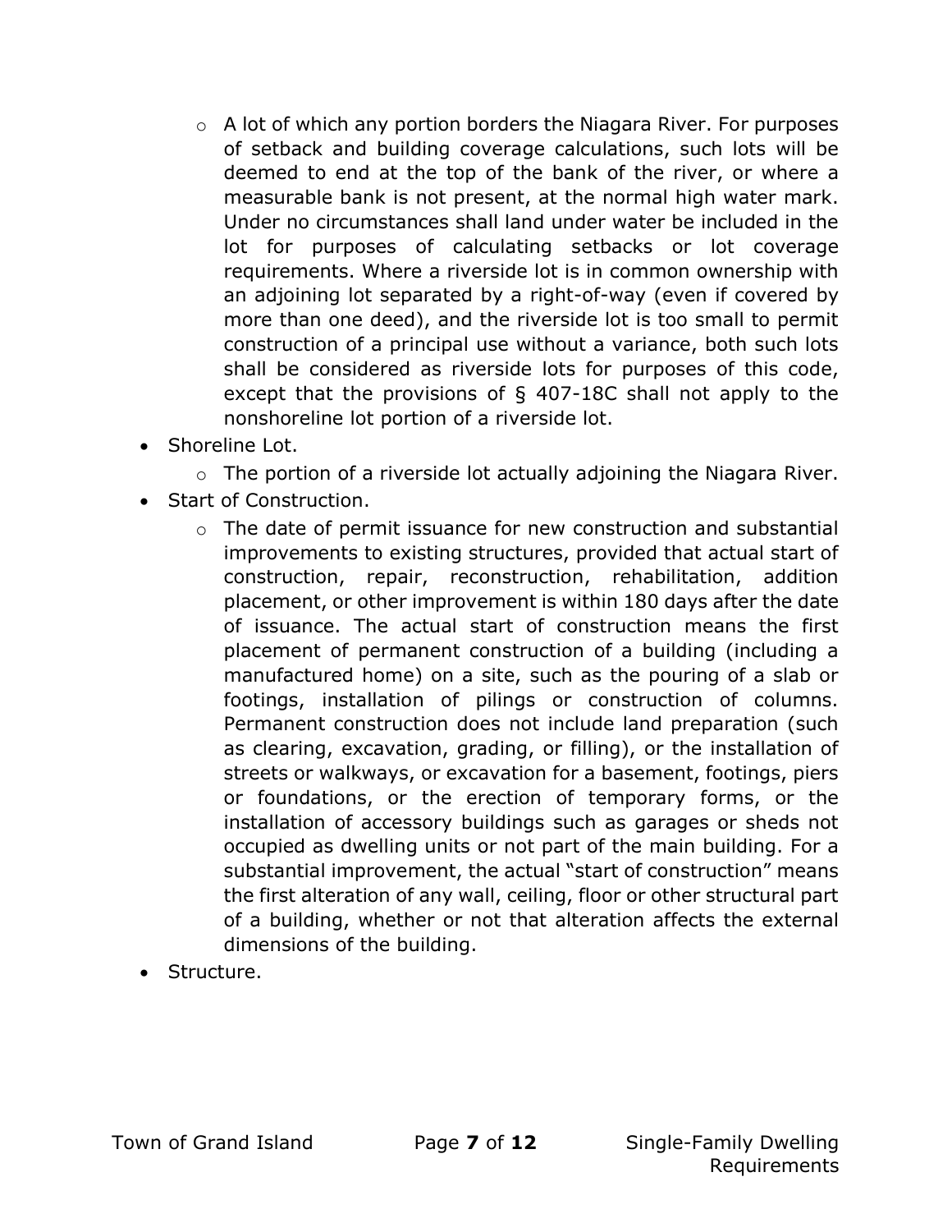- A lot of which any portion borders the Niagara River. For purposes of setback and building coverage calculations, such lots will be deemed to end at the top of the bank of the river, or where a measurable bank is not present, at the normal high water mark. Under no circumstances shall land under water be included in the lot for purposes of calculating setbacks or lot coverage requirements. Where a riverside lot is in common ownership with an adjoining lot separated by a right-of-way (even if covered by more than one deed), and the riverside lot is too small to permit construction of a principal use without a variance, both such lots shall be considered as riverside lots for purposes of this code, except that the provisions of § 407-18C shall not apply to the nonshoreline lot portion of a riverside lot.

- Shoreline Lot.
  - The portion of a riverside lot actually adjoining the Niagara River.
- Start of Construction.
  - The date of permit issuance for new construction and substantial improvements to existing structures, provided that actual start of construction, repair, reconstruction, rehabilitation, addition placement, or other improvement is within 180 days after the date of issuance. The actual start of construction means the first placement of permanent construction of a building (including a manufactured home) on a site, such as the pouring of a slab or footings, installation of pilings or construction of columns. Permanent construction does not include land preparation (such as clearing, excavation, grading, or filling), or the installation of streets or walkways, or excavation for a basement, footings, piers or foundations, or the erection of temporary forms, or the installation of accessory buildings such as garages or sheds not occupied as dwelling units or not part of the main building. For a substantial improvement, the actual "start of construction" means the first alteration of any wall, ceiling, floor or other structural part of a building, whether or not that alteration affects the external dimensions of the building.
- Structure.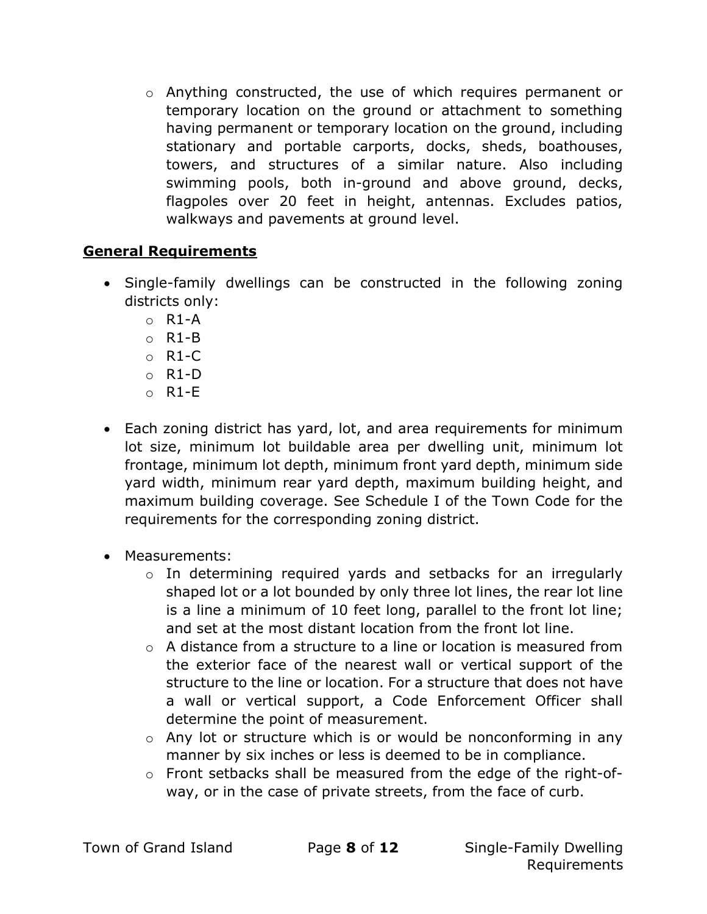- Anything constructed, the use of which requires permanent or temporary location on the ground or attachment to something having permanent or temporary location on the ground, including stationary and portable carports, docks, sheds, boathouses, towers, and structures of a similar nature. Also including swimming pools, both in-ground and above ground, decks, flagpoles over 20 feet in height, antennas. Excludes patios, walkways and pavements at ground level.

## General Requirements

- Single-family dwellings can be constructed in the following zoning districts only:
  - R1-A
  - R1-B
  - R1-C
  - R1-D
  - R1-E

- Each zoning district has yard, lot, and area requirements for minimum lot size, minimum lot buildable area per dwelling unit, minimum lot frontage, minimum lot depth, minimum front yard depth, minimum side yard width, minimum rear yard depth, maximum building height, and maximum building coverage. See Schedule I of the Town Code for the requirements for the corresponding zoning district.

- Measurements:
  - In determining required yards and setbacks for an irregularly shaped lot or a lot bounded by only three lot lines, the rear lot line is a line a minimum of 10 feet long, parallel to the front lot line; and set at the most distant location from the front lot line.
  - A distance from a structure to a line or location is measured from the exterior face of the nearest wall or vertical support of the structure to the line or location. For a structure that does not have a wall or vertical support, a Code Enforcement Officer shall determine the point of measurement.
  - Any lot or structure which is or would be nonconforming in any manner by six inches or less is deemed to be in compliance.
  - Front setbacks shall be measured from the edge of the right-of-way, or in the case of private streets, from the face of curb.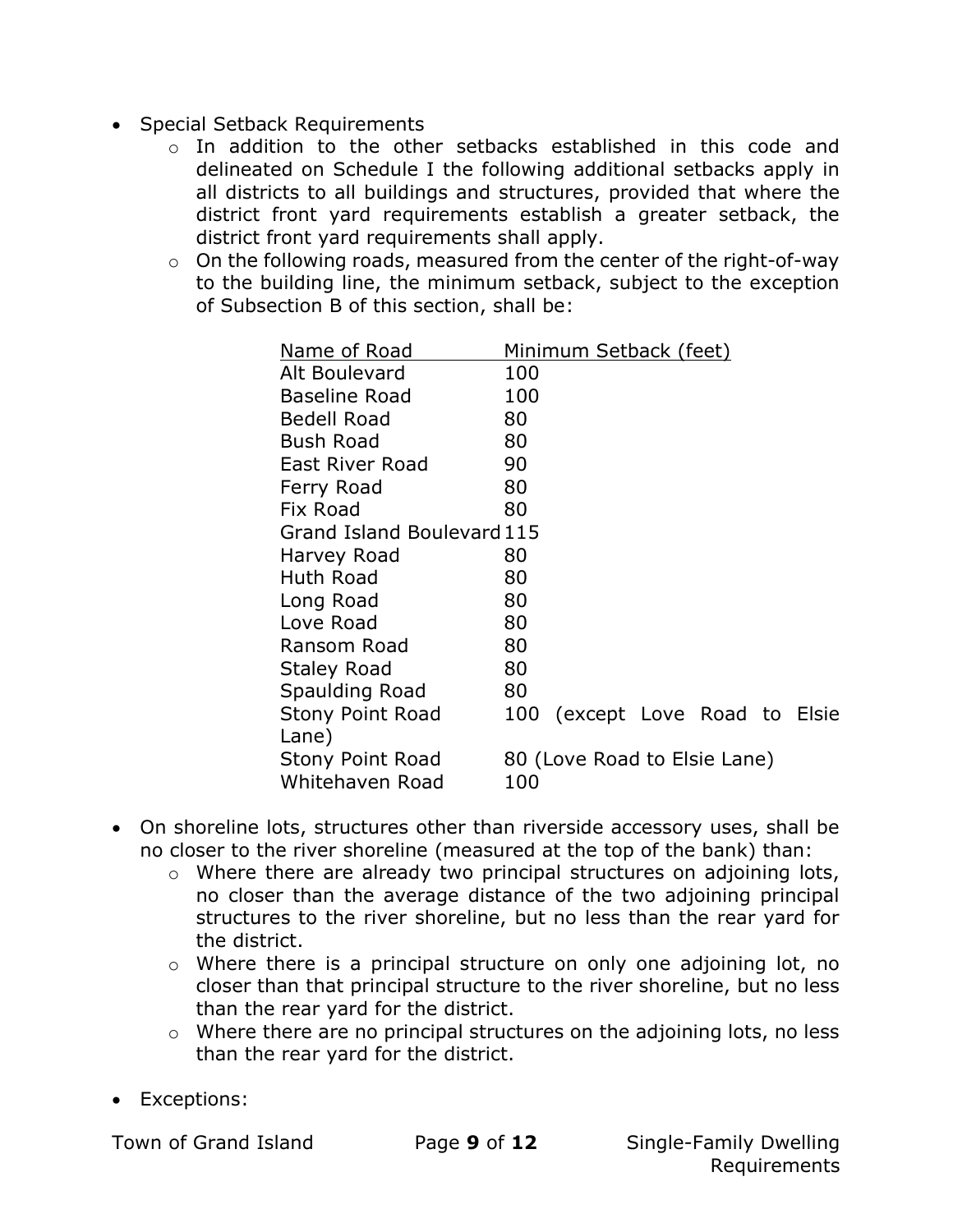- Special Setback Requirements
  - In addition to the other setbacks established in this code and delineated on Schedule I the following additional setbacks apply in all districts to all buildings and structures, provided that where the district front yard requirements establish a greater setback, the district front yard requirements shall apply.
  - On the following roads, measured from the center of the right-of-way to the building line, the minimum setback, subject to the exception of Subsection B of this section, shall be:

| Name of Road | Minimum Setback (feet) |
|---|---|
| Alt Boulevard | 100 |
| Baseline Road | 100 |
| Bedell Road | 80 |
| Bush Road | 80 |
| East River Road | 90 |
| Ferry Road | 80 |
| Fix Road | 80 |
| Grand Island Boulevard | 115 |
| Harvey Road | 80 |
| Huth Road | 80 |
| Long Road | 80 |
| Love Road | 80 |
| Ransom Road | 80 |
| Staley Road | 80 |
| Spaulding Road | 80 |
| Stony Point Road | 100 (except Love Road to Elsie Lane) |
| Stony Point Road | 80 (Love Road to Elsie Lane) |
| Whitehaven Road | 100 |

- On shoreline lots, structures other than riverside accessory uses, shall be no closer to the river shoreline (measured at the top of the bank) than:
  - Where there are already two principal structures on adjoining lots, no closer than the average distance of the two adjoining principal structures to the river shoreline, but no less than the rear yard for the district.
  - Where there is a principal structure on only one adjoining lot, no closer than that principal structure to the river shoreline, but no less than the rear yard for the district.
  - Where there are no principal structures on the adjoining lots, no less than the rear yard for the district.

- Exceptions: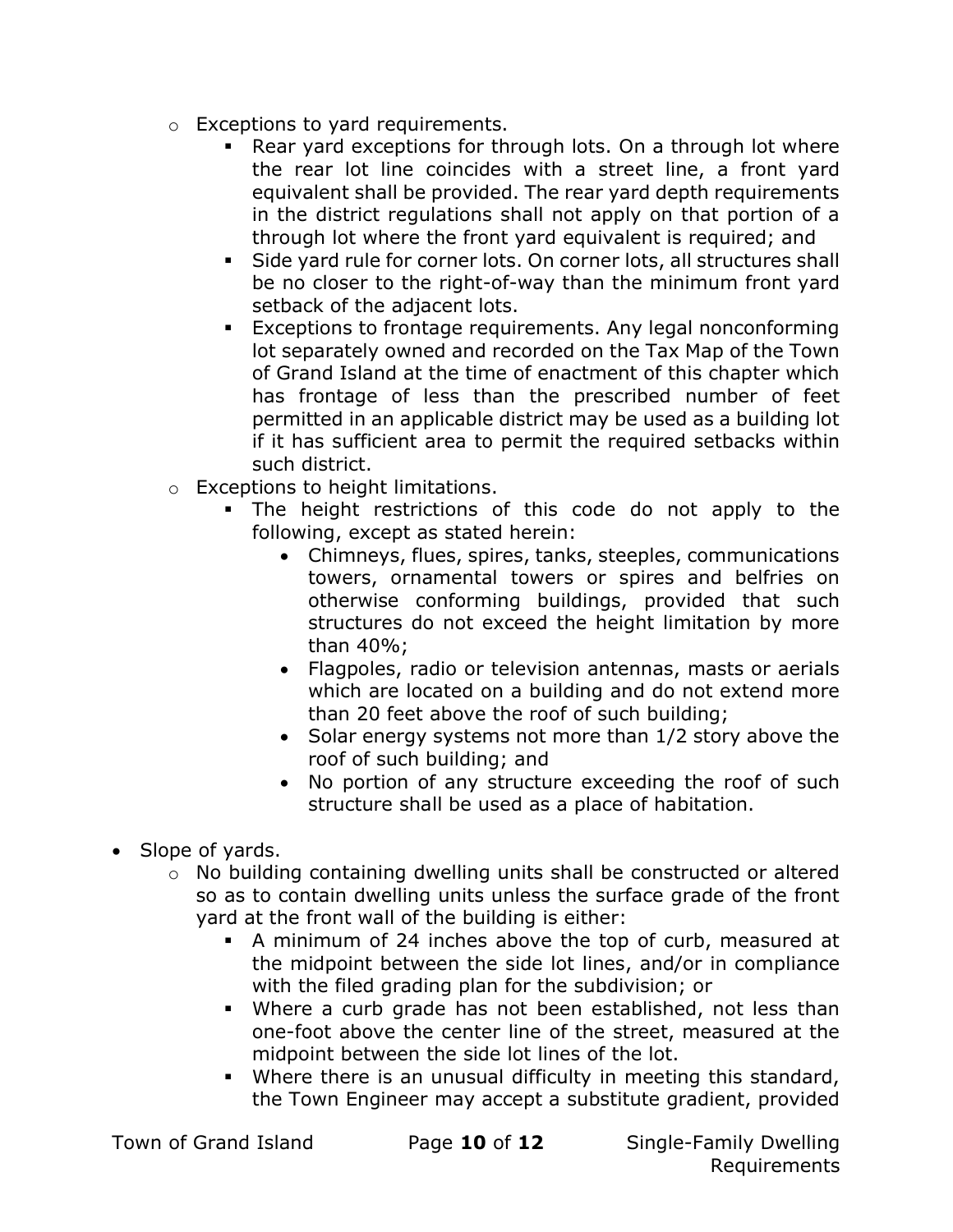- Exceptions to yard requirements.
  - Rear yard exceptions for through lots. On a through lot where the rear lot line coincides with a street line, a front yard equivalent shall be provided. The rear yard depth requirements in the district regulations shall not apply on that portion of a through lot where the front yard equivalent is required; and
  - Side yard rule for corner lots. On corner lots, all structures shall be no closer to the right-of-way than the minimum front yard setback of the adjacent lots.
  - Exceptions to frontage requirements. Any legal nonconforming lot separately owned and recorded on the Tax Map of the Town of Grand Island at the time of enactment of this chapter which has frontage of less than the prescribed number of feet permitted in an applicable district may be used as a building lot if it has sufficient area to permit the required setbacks within such district.
- Exceptions to height limitations.
  - The height restrictions of this code do not apply to the following, except as stated herein:
    - Chimneys, flues, spires, tanks, steeples, communications towers, ornamental towers or spires and belfries on otherwise conforming buildings, provided that such structures do not exceed the height limitation by more than 40%;
    - Flagpoles, radio or television antennas, masts or aerials which are located on a building and do not extend more than 20 feet above the roof of such building;
    - Solar energy systems not more than 1/2 story above the roof of such building; and
    - No portion of any structure exceeding the roof of such structure shall be used as a place of habitation.

- Slope of yards.
  - No building containing dwelling units shall be constructed or altered so as to contain dwelling units unless the surface grade of the front yard at the front wall of the building is either:
    - A minimum of 24 inches above the top of curb, measured at the midpoint between the side lot lines, and/or in compliance with the filed grading plan for the subdivision; or
    - Where a curb grade has not been established, not less than one-foot above the center line of the street, measured at the midpoint between the side lot lines of the lot.
    - Where there is an unusual difficulty in meeting this standard, the Town Engineer may accept a substitute gradient, provided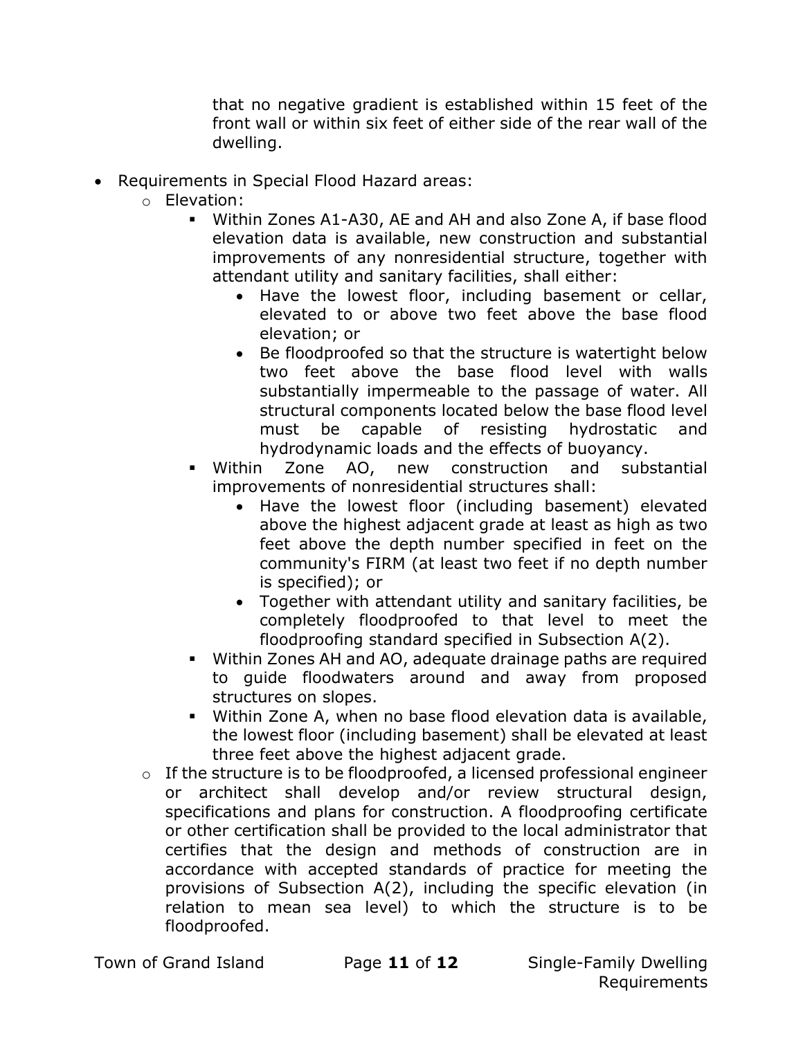that no negative gradient is established within 15 feet of the front wall or within six feet of either side of the rear wall of the dwelling.

- Requirements in Special Flood Hazard areas:
  - Elevation:
    - Within Zones A1-A30, AE and AH and also Zone A, if base flood elevation data is available, new construction and substantial improvements of any nonresidential structure, together with attendant utility and sanitary facilities, shall either:
      - Have the lowest floor, including basement or cellar, elevated to or above two feet above the base flood elevation; or
      - Be floodproofed so that the structure is watertight below two feet above the base flood level with walls substantially impermeable to the passage of water. All structural components located below the base flood level must be capable of resisting hydrostatic and hydrodynamic loads and the effects of buoyancy.
    - Within Zone AO, new construction and substantial improvements of nonresidential structures shall:
      - Have the lowest floor (including basement) elevated above the highest adjacent grade at least as high as two feet above the depth number specified in feet on the community's FIRM (at least two feet if no depth number is specified); or
      - Together with attendant utility and sanitary facilities, be completely floodproofed to that level to meet the floodproofing standard specified in Subsection A(2).
    - Within Zones AH and AO, adequate drainage paths are required to guide floodwaters around and away from proposed structures on slopes.
    - Within Zone A, when no base flood elevation data is available, the lowest floor (including basement) shall be elevated at least three feet above the highest adjacent grade.
  - If the structure is to be floodproofed, a licensed professional engineer or architect shall develop and/or review structural design, specifications and plans for construction. A floodproofing certificate or other certification shall be provided to the local administrator that certifies that the design and methods of construction are in accordance with accepted standards of practice for meeting the provisions of Subsection A(2), including the specific elevation (in relation to mean sea level) to which the structure is to be floodproofed.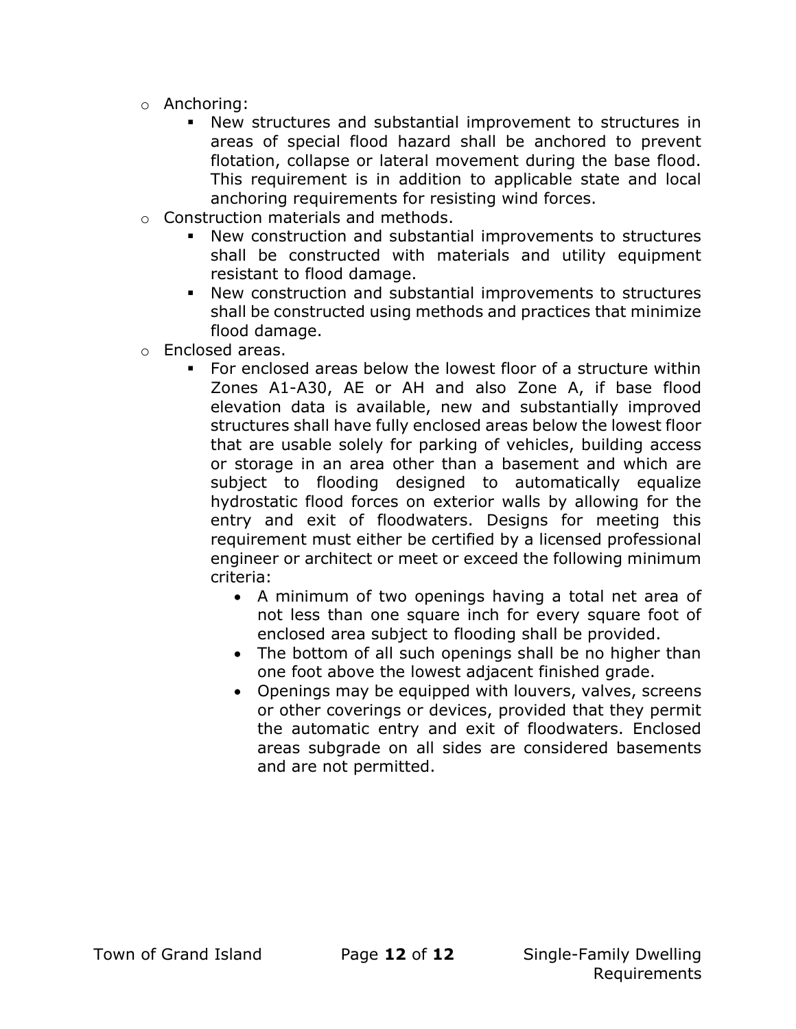- Anchoring:
  - New structures and substantial improvement to structures in areas of special flood hazard shall be anchored to prevent flotation, collapse or lateral movement during the base flood. This requirement is in addition to applicable state and local anchoring requirements for resisting wind forces.
- Construction materials and methods.
  - New construction and substantial improvements to structures shall be constructed with materials and utility equipment resistant to flood damage.
  - New construction and substantial improvements to structures shall be constructed using methods and practices that minimize flood damage.
- Enclosed areas.
  - For enclosed areas below the lowest floor of a structure within Zones A1-A30, AE or AH and also Zone A, if base flood elevation data is available, new and substantially improved structures shall have fully enclosed areas below the lowest floor that are usable solely for parking of vehicles, building access or storage in an area other than a basement and which are subject to flooding designed to automatically equalize hydrostatic flood forces on exterior walls by allowing for the entry and exit of floodwaters. Designs for meeting this requirement must either be certified by a licensed professional engineer or architect or meet or exceed the following minimum criteria:
    - A minimum of two openings having a total net area of not less than one square inch for every square foot of enclosed area subject to flooding shall be provided.
    - The bottom of all such openings shall be no higher than one foot above the lowest adjacent finished grade.
    - Openings may be equipped with louvers, valves, screens or other coverings or devices, provided that they permit the automatic entry and exit of floodwaters. Enclosed areas subgrade on all sides are considered basements and are not permitted.